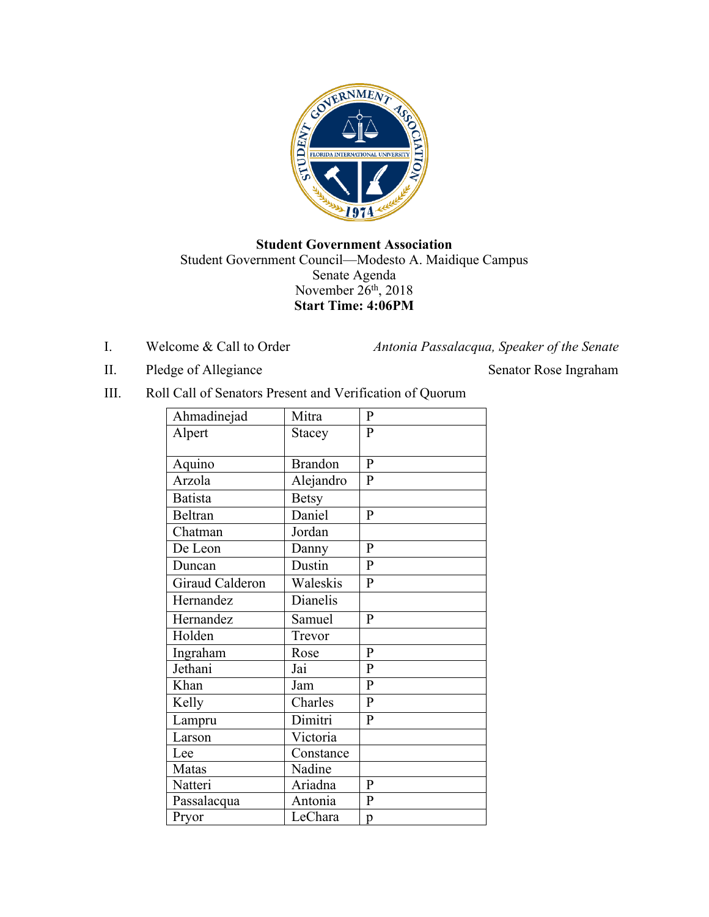**Student Government Association**

Student Government Council—Modesto A. Maidique Campus

Senate Agenda

November 26th, 2018

**Start Time: 4:06PM**

I. Welcome & Call to Order — *Antonia Passalacqua, Speaker of the Senate*

II. Pledge of Allegiance — Senator Rose Ingraham

III. Roll Call of Senators Present and Verification of Quorum

| | | |
|---|---|---|
| Ahmadinejad | Mitra | P |
| Alpert | Stacey | P |
| Aquino | Brandon | P |
| Arzola | Alejandro | P |
| Batista | Betsy | |
| Beltran | Daniel | P |
| Chatman | Jordan | |
| De Leon | Danny | P |
| Duncan | Dustin | P |
| Giraud Calderon | Waleskis | P |
| Hernandez | Dianelis | |
| Hernandez | Samuel | P |
| Holden | Trevor | |
| Ingraham | Rose | P |
| Jethani | Jai | P |
| Khan | Jam | P |
| Kelly | Charles | P |
| Lampru | Dimitri | P |
| Larson | Victoria | |
| Lee | Constance | |
| Matas | Nadine | |
| Natteri | Ariadna | P |
| Passalacqua | Antonia | P |
| Pryor | LeChara | p |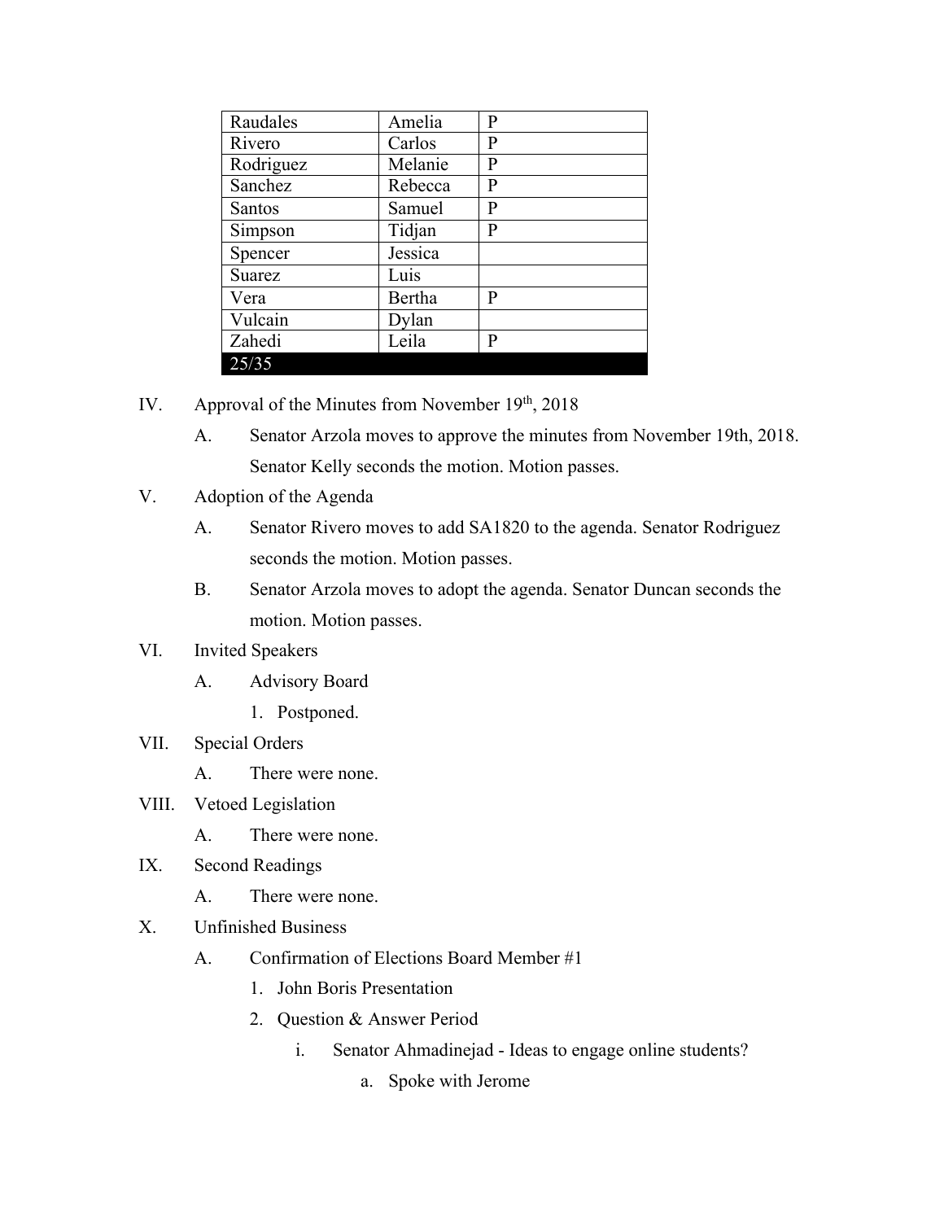| Raudales | Amelia | P |
|---|---|---|
| Rivero | Carlos | P |
| Rodriguez | Melanie | P |
| Sanchez | Rebecca | P |
| Santos | Samuel | P |
| Simpson | Tidjan | P |
| Spencer | Jessica | |
| Suarez | Luis | |
| Vera | Bertha | P |
| Vulcain | Dylan | |
| Zahedi | Leila | P |
| 25/35 | | |

IV. Approval of the Minutes from November 19th, 2018

   A. Senator Arzola moves to approve the minutes from November 19th, 2018. Senator Kelly seconds the motion. Motion passes.

V. Adoption of the Agenda

   A. Senator Rivero moves to add SA1820 to the agenda. Senator Rodriguez seconds the motion. Motion passes.

   B. Senator Arzola moves to adopt the agenda. Senator Duncan seconds the motion. Motion passes.

VI. Invited Speakers

   A. Advisory Board

      1. Postponed.

VII. Special Orders

   A. There were none.

VIII. Vetoed Legislation

   A. There were none.

IX. Second Readings

   A. There were none.

X. Unfinished Business

   A. Confirmation of Elections Board Member #1

      1. John Boris Presentation

      2. Question & Answer Period

         i. Senator Ahmadinejad - Ideas to engage online students?

            a. Spoke with Jerome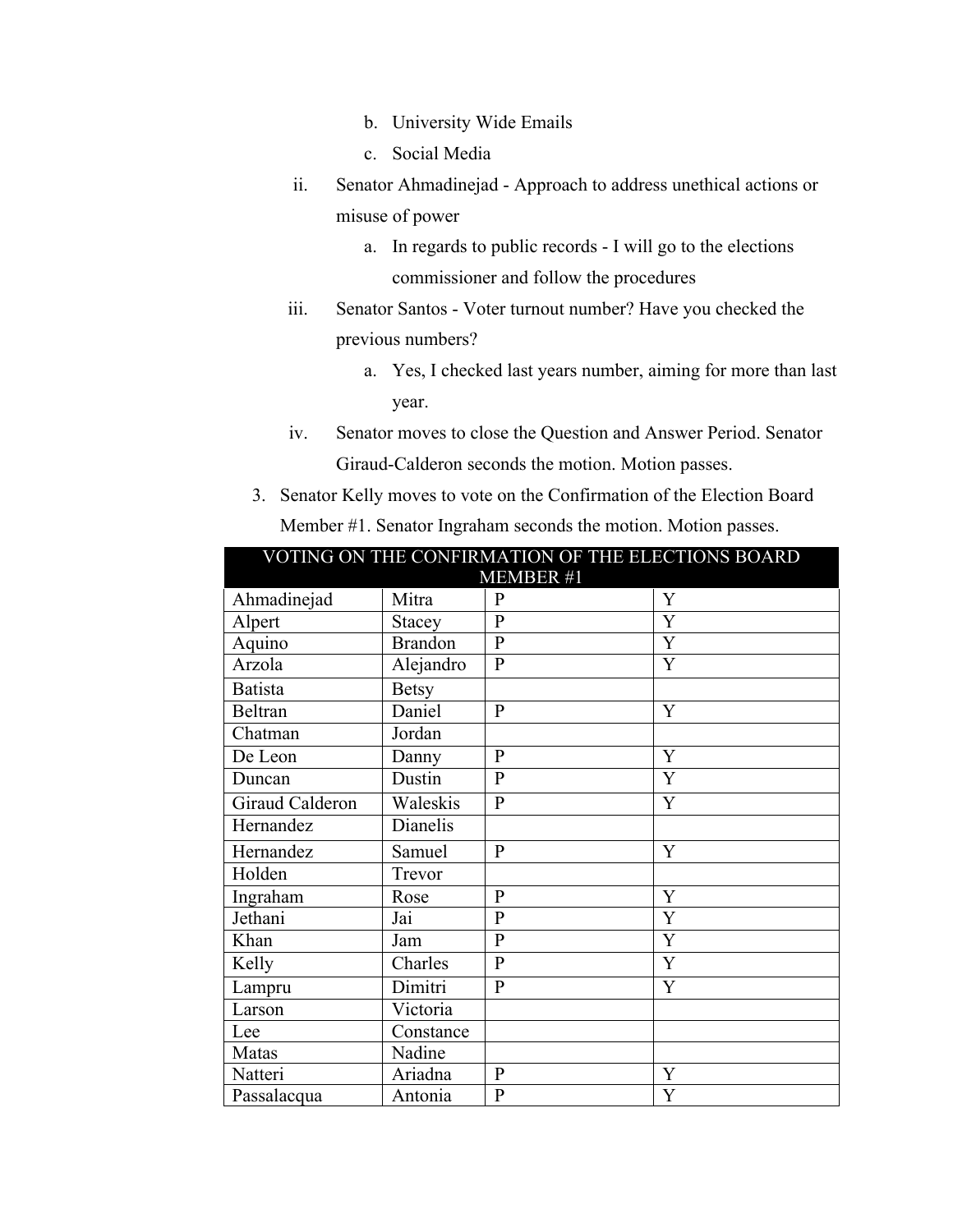b. University Wide Emails

c. Social Media

ii. Senator Ahmadinejad - Approach to address unethical actions or misuse of power

   a. In regards to public records - I will go to the elections commissioner and follow the procedures

iii. Senator Santos - Voter turnout number? Have you checked the previous numbers?

   a. Yes, I checked last years number, aiming for more than last year.

iv. Senator moves to close the Question and Answer Period. Senator Giraud-Calderon seconds the motion. Motion passes.

3. Senator Kelly moves to vote on the Confirmation of the Election Board Member #1. Senator Ingraham seconds the motion. Motion passes.

| VOTING ON THE CONFIRMATION OF THE ELECTIONS BOARD MEMBER #1 | | | |
|---|---|---|---|
| Ahmadinejad | Mitra | P | Y |
| Alpert | Stacey | P | Y |
| Aquino | Brandon | P | Y |
| Arzola | Alejandro | P | Y |
| Batista | Betsy | | |
| Beltran | Daniel | P | Y |
| Chatman | Jordan | | |
| De Leon | Danny | P | Y |
| Duncan | Dustin | P | Y |
| Giraud Calderon | Waleskis | P | Y |
| Hernandez | Dianelis | | |
| Hernandez | Samuel | P | Y |
| Holden | Trevor | | |
| Ingraham | Rose | P | Y |
| Jethani | Jai | P | Y |
| Khan | Jam | P | Y |
| Kelly | Charles | P | Y |
| Lampru | Dimitri | P | Y |
| Larson | Victoria | | |
| Lee | Constance | | |
| Matas | Nadine | | |
| Natteri | Ariadna | P | Y |
| Passalacqua | Antonia | P | Y |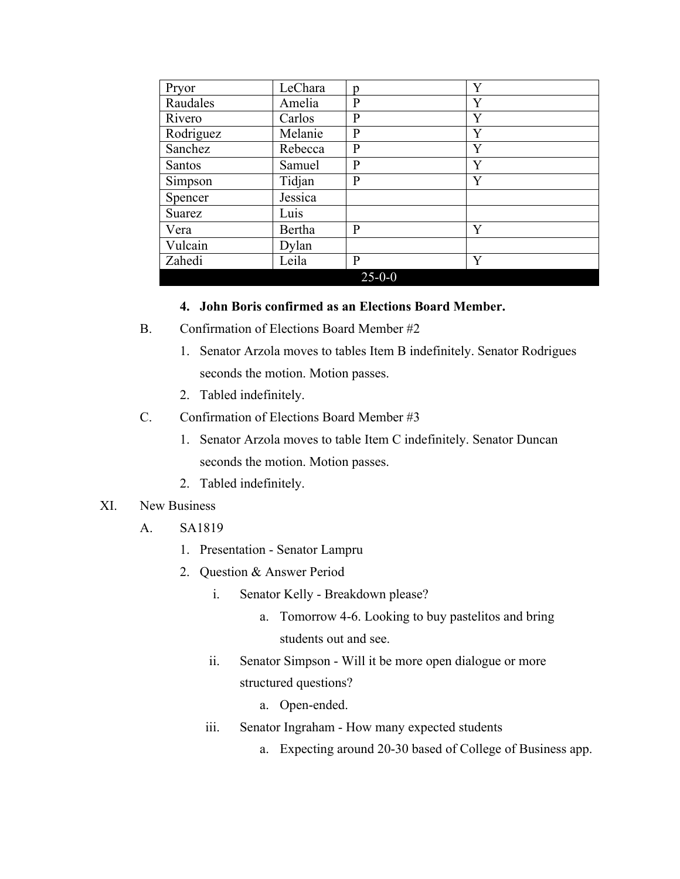| Pryor | LeChara | p | Y |
|---|---|---|---|
| Raudales | Amelia | P | Y |
| Rivero | Carlos | P | Y |
| Rodriguez | Melanie | P | Y |
| Sanchez | Rebecca | P | Y |
| Santos | Samuel | P | Y |
| Simpson | Tidjan | P | Y |
| Spencer | Jessica | | |
| Suarez | Luis | | |
| Vera | Bertha | P | Y |
| Vulcain | Dylan | | |
| Zahedi | Leila | P | Y |
| 25-0-0 | | | |

4. **John Boris confirmed as an Elections Board Member.**

B. Confirmation of Elections Board Member #2

1. Senator Arzola moves to tables Item B indefinitely. Senator Rodrigues seconds the motion. Motion passes.
2. Tabled indefinitely.

C. Confirmation of Elections Board Member #3

1. Senator Arzola moves to table Item C indefinitely. Senator Duncan seconds the motion. Motion passes.
2. Tabled indefinitely.

XI. New Business

A. SA1819

1. Presentation - Senator Lampru
2. Question & Answer Period
   - i. Senator Kelly - Breakdown please?
     - a. Tomorrow 4-6. Looking to buy pastelitos and bring students out and see.
   - ii. Senator Simpson - Will it be more open dialogue or more structured questions?
     - a. Open-ended.
   - iii. Senator Ingraham - How many expected students
     - a. Expecting around 20-30 based of College of Business app.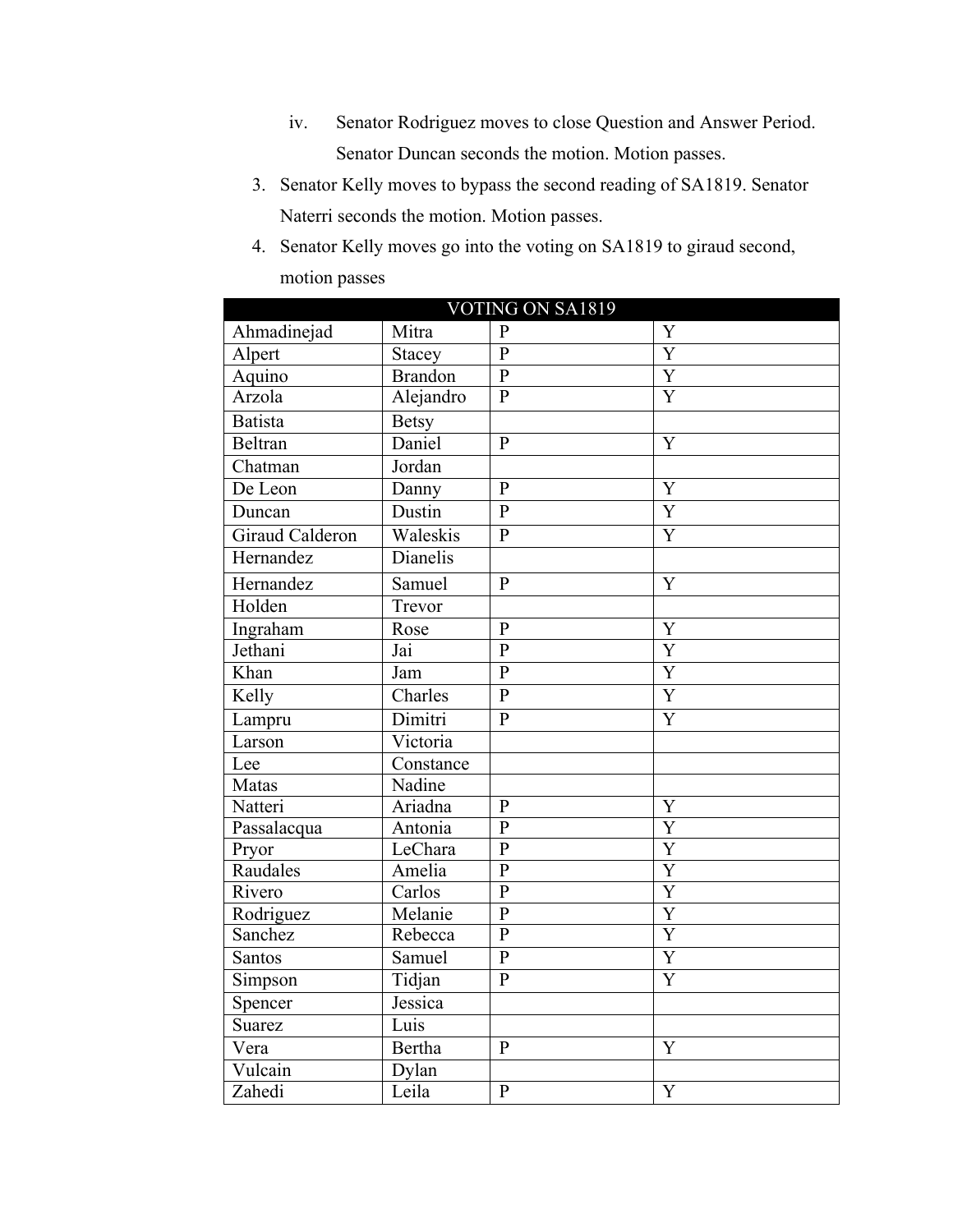iv. Senator Rodriguez moves to close Question and Answer Period. Senator Duncan seconds the motion. Motion passes.

3. Senator Kelly moves to bypass the second reading of SA1819. Senator Naterri seconds the motion. Motion passes.
4. Senator Kelly moves go into the voting on SA1819 to giraud second, motion passes

| VOTING ON SA1819 | | | |
|---|---|---|---|
| Ahmadinejad | Mitra | P | Y |
| Alpert | Stacey | P | Y |
| Aquino | Brandon | P | Y |
| Arzola | Alejandro | P | Y |
| Batista | Betsy | | |
| Beltran | Daniel | P | Y |
| Chatman | Jordan | | |
| De Leon | Danny | P | Y |
| Duncan | Dustin | P | Y |
| Giraud Calderon | Waleskis | P | Y |
| Hernandez | Dianelis | | |
| Hernandez | Samuel | P | Y |
| Holden | Trevor | | |
| Ingraham | Rose | P | Y |
| Jethani | Jai | P | Y |
| Khan | Jam | P | Y |
| Kelly | Charles | P | Y |
| Lampru | Dimitri | P | Y |
| Larson | Victoria | | |
| Lee | Constance | | |
| Matas | Nadine | | |
| Natteri | Ariadna | P | Y |
| Passalacqua | Antonia | P | Y |
| Pryor | LeChara | P | Y |
| Raudales | Amelia | P | Y |
| Rivero | Carlos | P | Y |
| Rodriguez | Melanie | P | Y |
| Sanchez | Rebecca | P | Y |
| Santos | Samuel | P | Y |
| Simpson | Tidjan | P | Y |
| Spencer | Jessica | | |
| Suarez | Luis | | |
| Vera | Bertha | P | Y |
| Vulcain | Dylan | | |
| Zahedi | Leila | P | Y |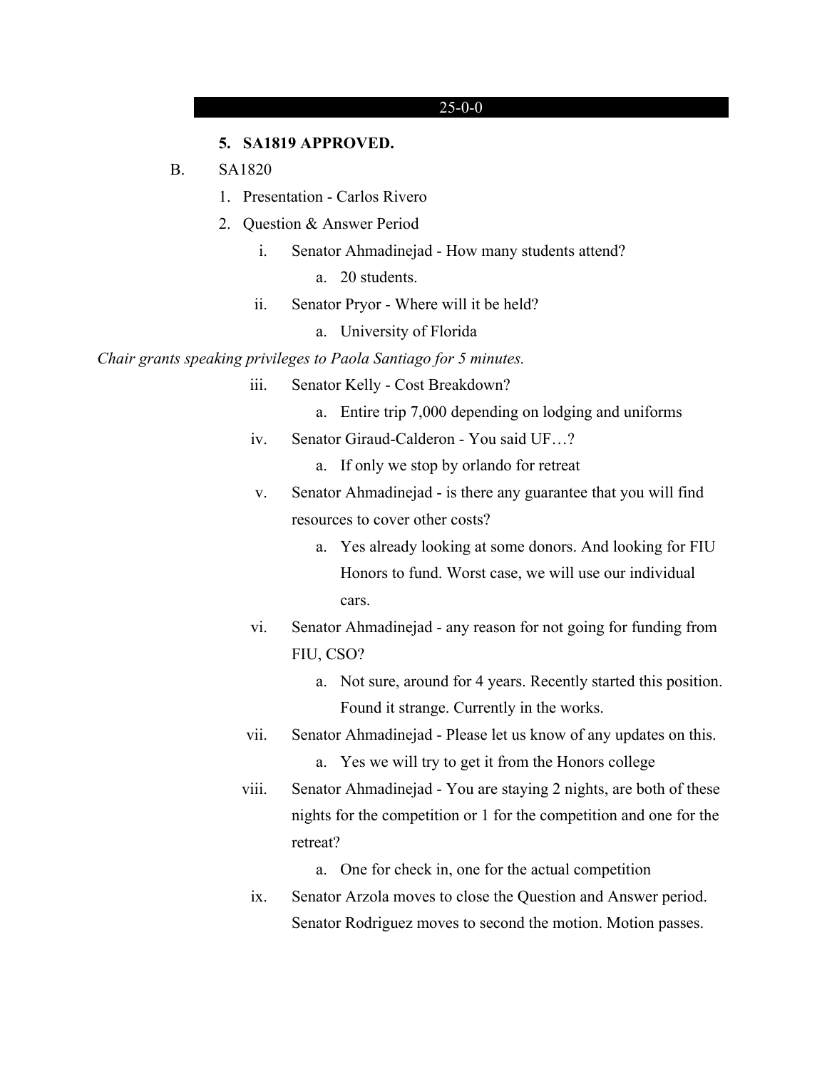| 25-0-0 |
|---|

5. **SA1819 APPROVED.**

B. SA1820

1. Presentation - Carlos Rivero
2. Question & Answer Period
   i. Senator Ahmadinejad - How many students attend?
      a. 20 students.
   ii. Senator Pryor - Where will it be held?
      a. University of Florida

*Chair grants speaking privileges to Paola Santiago for 5 minutes.*

   iii. Senator Kelly - Cost Breakdown?
      a. Entire trip 7,000 depending on lodging and uniforms
   iv. Senator Giraud-Calderon - You said UF…?
      a. If only we stop by orlando for retreat
   v. Senator Ahmadinejad - is there any guarantee that you will find resources to cover other costs?
      a. Yes already looking at some donors. And looking for FIU Honors to fund. Worst case, we will use our individual cars.
   vi. Senator Ahmadinejad - any reason for not going for funding from FIU, CSO?
      a. Not sure, around for 4 years. Recently started this position. Found it strange. Currently in the works.
   vii. Senator Ahmadinejad - Please let us know of any updates on this.
      a. Yes we will try to get it from the Honors college
   viii. Senator Ahmadinejad - You are staying 2 nights, are both of these nights for the competition or 1 for the competition and one for the retreat?
      a. One for check in, one for the actual competition
   ix. Senator Arzola moves to close the Question and Answer period. Senator Rodriguez moves to second the motion. Motion passes.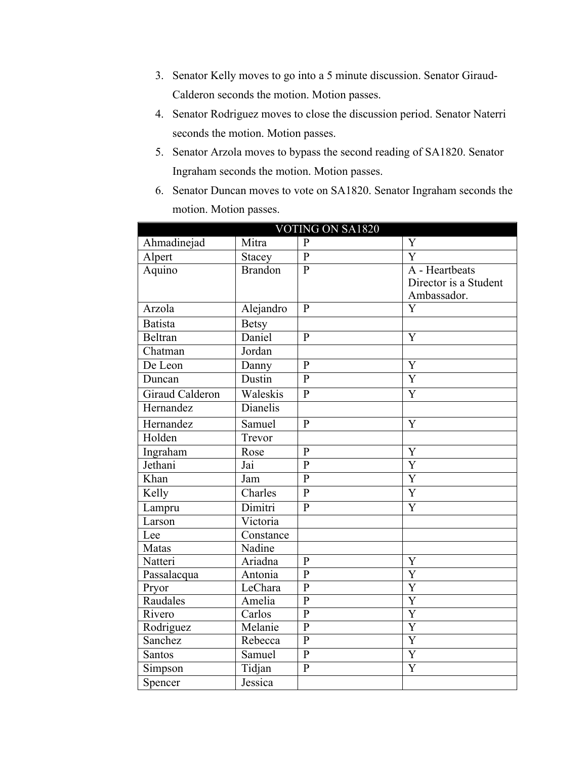3. Senator Kelly moves to go into a 5 minute discussion. Senator Giraud-Calderon seconds the motion. Motion passes.
4. Senator Rodriguez moves to close the discussion period. Senator Naterri seconds the motion. Motion passes.
5. Senator Arzola moves to bypass the second reading of SA1820. Senator Ingraham seconds the motion. Motion passes.
6. Senator Duncan moves to vote on SA1820. Senator Ingraham seconds the motion. Motion passes.

| VOTING ON SA1820 | | | |
|---|---|---|---|
| Ahmadinejad | Mitra | P | Y |
| Alpert | Stacey | P | Y |
| Aquino | Brandon | P | A - Heartbeats Director is a Student Ambassador. |
| Arzola | Alejandro | P | Y |
| Batista | Betsy | | |
| Beltran | Daniel | P | Y |
| Chatman | Jordan | | |
| De Leon | Danny | P | Y |
| Duncan | Dustin | P | Y |
| Giraud Calderon | Waleskis | P | Y |
| Hernandez | Dianelis | | |
| Hernandez | Samuel | P | Y |
| Holden | Trevor | | |
| Ingraham | Rose | P | Y |
| Jethani | Jai | P | Y |
| Khan | Jam | P | Y |
| Kelly | Charles | P | Y |
| Lampru | Dimitri | P | Y |
| Larson | Victoria | | |
| Lee | Constance | | |
| Matas | Nadine | | |
| Natteri | Ariadna | P | Y |
| Passalacqua | Antonia | P | Y |
| Pryor | LeChara | P | Y |
| Raudales | Amelia | P | Y |
| Rivero | Carlos | P | Y |
| Rodriguez | Melanie | P | Y |
| Sanchez | Rebecca | P | Y |
| Santos | Samuel | P | Y |
| Simpson | Tidjan | P | Y |
| Spencer | Jessica | | |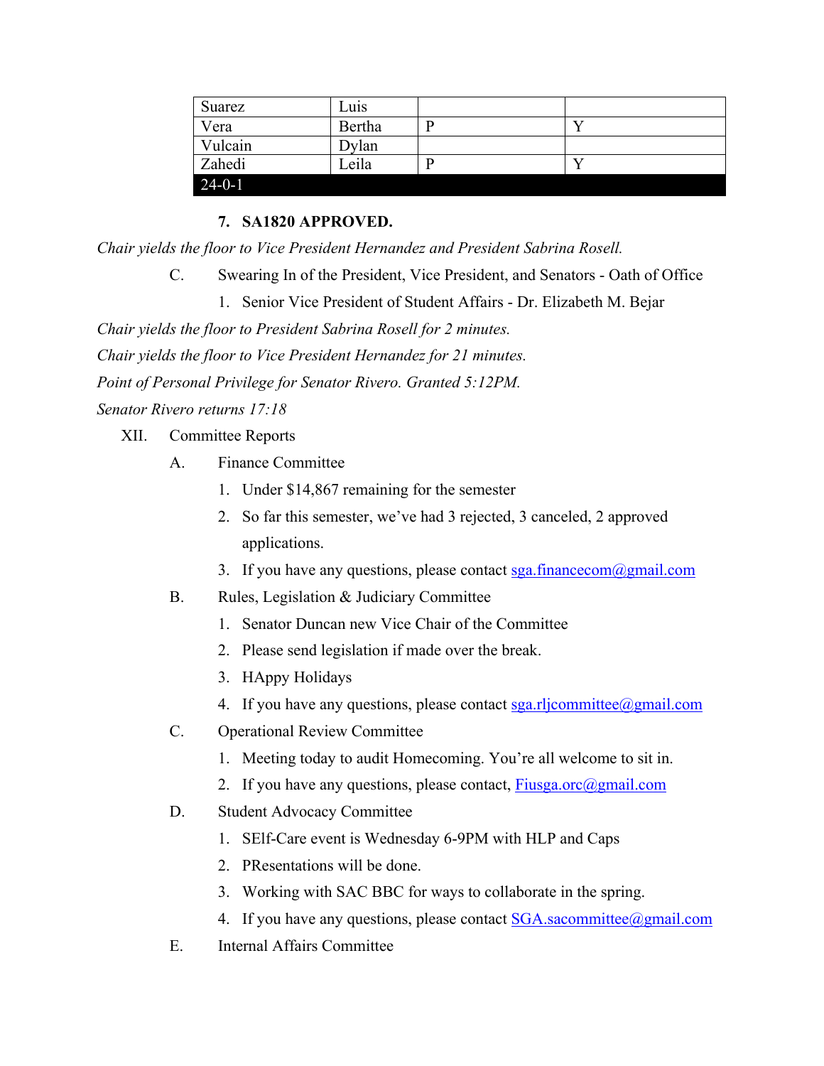| Suarez | Luis | | |
|---|---|---|---|
| Vera | Bertha | P | Y |
| Vulcain | Dylan | | |
| Zahedi | Leila | P | Y |
| 24-0-1 | | | |

7. **SA1820 APPROVED.**

*Chair yields the floor to Vice President Hernandez and President Sabrina Rosell.*

C. Swearing In of the President, Vice President, and Senators - Oath of Office

1. Senior Vice President of Student Affairs - Dr. Elizabeth M. Bejar

*Chair yields the floor to President Sabrina Rosell for 2 minutes.*

*Chair yields the floor to Vice President Hernandez for 21 minutes.*

*Point of Personal Privilege for Senator Rivero. Granted 5:12PM.*

*Senator Rivero returns 17:18*

XII. Committee Reports

A. Finance Committee

1. Under $14,867 remaining for the semester
2. So far this semester, we've had 3 rejected, 3 canceled, 2 approved applications.
3. If you have any questions, please contact sga.financecom@gmail.com

B. Rules, Legislation & Judiciary Committee

1. Senator Duncan new Vice Chair of the Committee
2. Please send legislation if made over the break.
3. HAppy Holidays
4. If you have any questions, please contact sga.rljcommittee@gmail.com

C. Operational Review Committee

1. Meeting today to audit Homecoming. You're all welcome to sit in.
2. If you have any questions, please contact, Fiusga.orc@gmail.com

D. Student Advocacy Committee

1. SElf-Care event is Wednesday 6-9PM with HLP and Caps
2. PResentations will be done.
3. Working with SAC BBC for ways to collaborate in the spring.
4. If you have any questions, please contact SGA.sacommittee@gmail.com

E. Internal Affairs Committee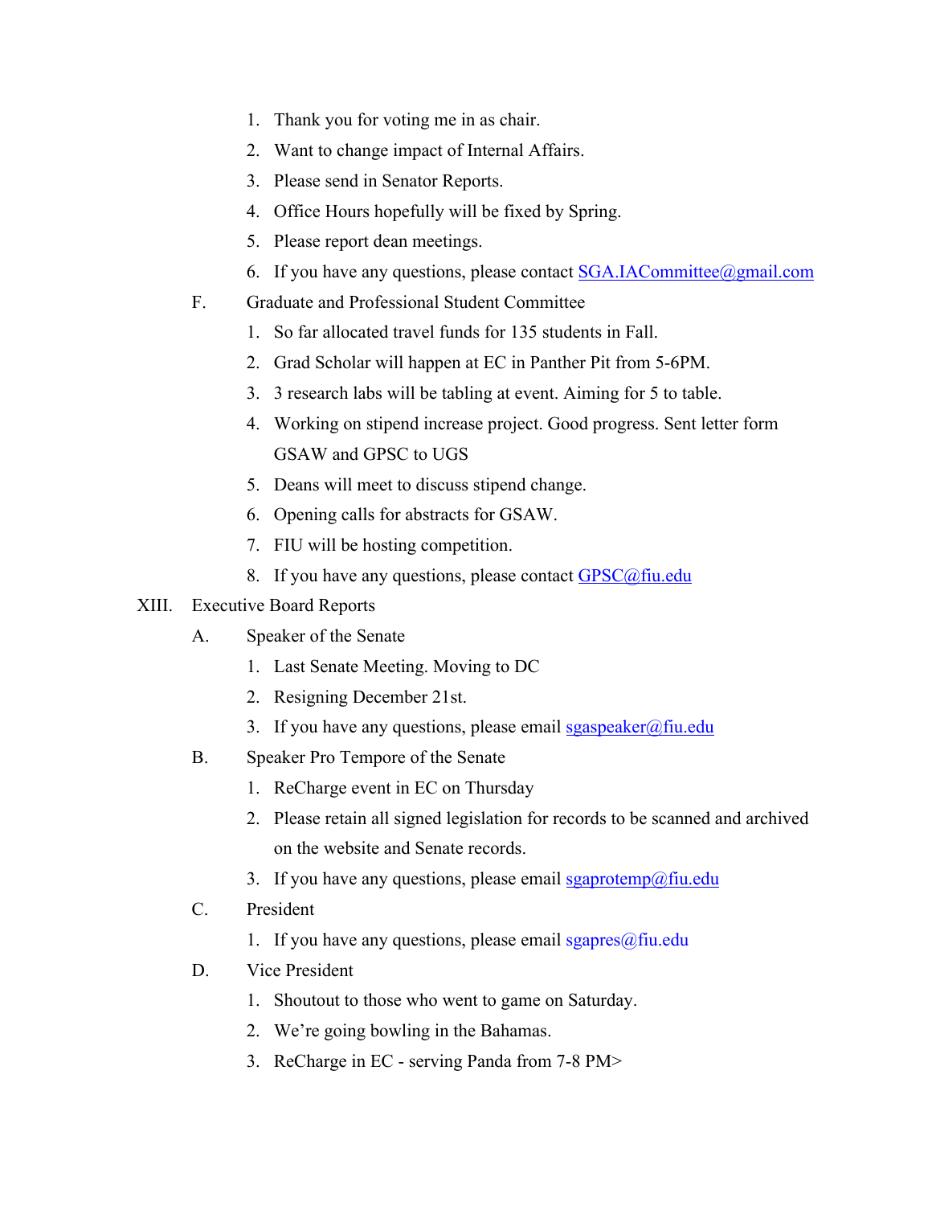1. Thank you for voting me in as chair.
2. Want to change impact of Internal Affairs.
3. Please send in Senator Reports.
4. Office Hours hopefully will be fixed by Spring.
5. Please report dean meetings.
6. If you have any questions, please contact SGA.IACommittee@gmail.com

F. Graduate and Professional Student Committee

1. So far allocated travel funds for 135 students in Fall.
2. Grad Scholar will happen at EC in Panther Pit from 5-6PM.
3. 3 research labs will be tabling at event. Aiming for 5 to table.
4. Working on stipend increase project. Good progress. Sent letter form GSAW and GPSC to UGS
5. Deans will meet to discuss stipend change.
6. Opening calls for abstracts for GSAW.
7. FIU will be hosting competition.
8. If you have any questions, please contact GPSC@fiu.edu

XIII. Executive Board Reports

A. Speaker of the Senate

1. Last Senate Meeting. Moving to DC
2. Resigning December 21st.
3. If you have any questions, please email sgaspeaker@fiu.edu

B. Speaker Pro Tempore of the Senate

1. ReCharge event in EC on Thursday
2. Please retain all signed legislation for records to be scanned and archived on the website and Senate records.
3. If you have any questions, please email sgaprotemp@fiu.edu

C. President

1. If you have any questions, please email sgapres@fiu.edu

D. Vice President

1. Shoutout to those who went to game on Saturday.
2. We're going bowling in the Bahamas.
3. ReCharge in EC - serving Panda from 7-8 PM>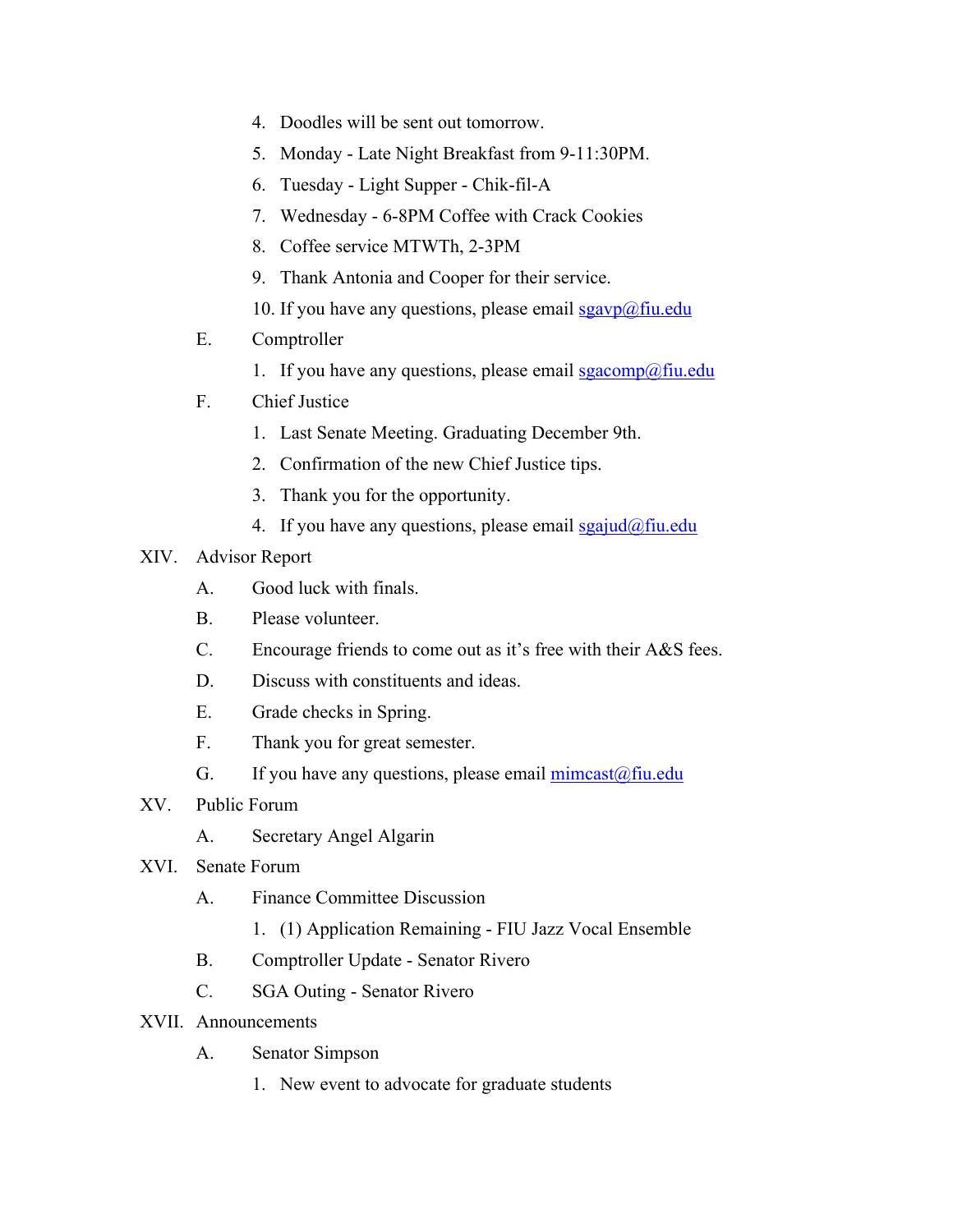4. Doodles will be sent out tomorrow.
5. Monday - Late Night Breakfast from 9-11:30PM.
6. Tuesday - Light Supper - Chik-fil-A
7. Wednesday - 6-8PM Coffee with Crack Cookies
8. Coffee service MTWTh, 2-3PM
9. Thank Antonia and Cooper for their service.
10. If you have any questions, please email sgavp@fiu.edu

E. Comptroller

1. If you have any questions, please email sgacomp@fiu.edu

F. Chief Justice

1. Last Senate Meeting. Graduating December 9th.
2. Confirmation of the new Chief Justice tips.
3. Thank you for the opportunity.
4. If you have any questions, please email sgajud@fiu.edu

XIV. Advisor Report

A. Good luck with finals.

B. Please volunteer.

C. Encourage friends to come out as it's free with their A&S fees.

D. Discuss with constituents and ideas.

E. Grade checks in Spring.

F. Thank you for great semester.

G. If you have any questions, please email mimcast@fiu.edu

XV. Public Forum

A. Secretary Angel Algarin

XVI. Senate Forum

A. Finance Committee Discussion

1. (1) Application Remaining - FIU Jazz Vocal Ensemble

B. Comptroller Update - Senator Rivero

C. SGA Outing - Senator Rivero

XVII. Announcements

A. Senator Simpson

1. New event to advocate for graduate students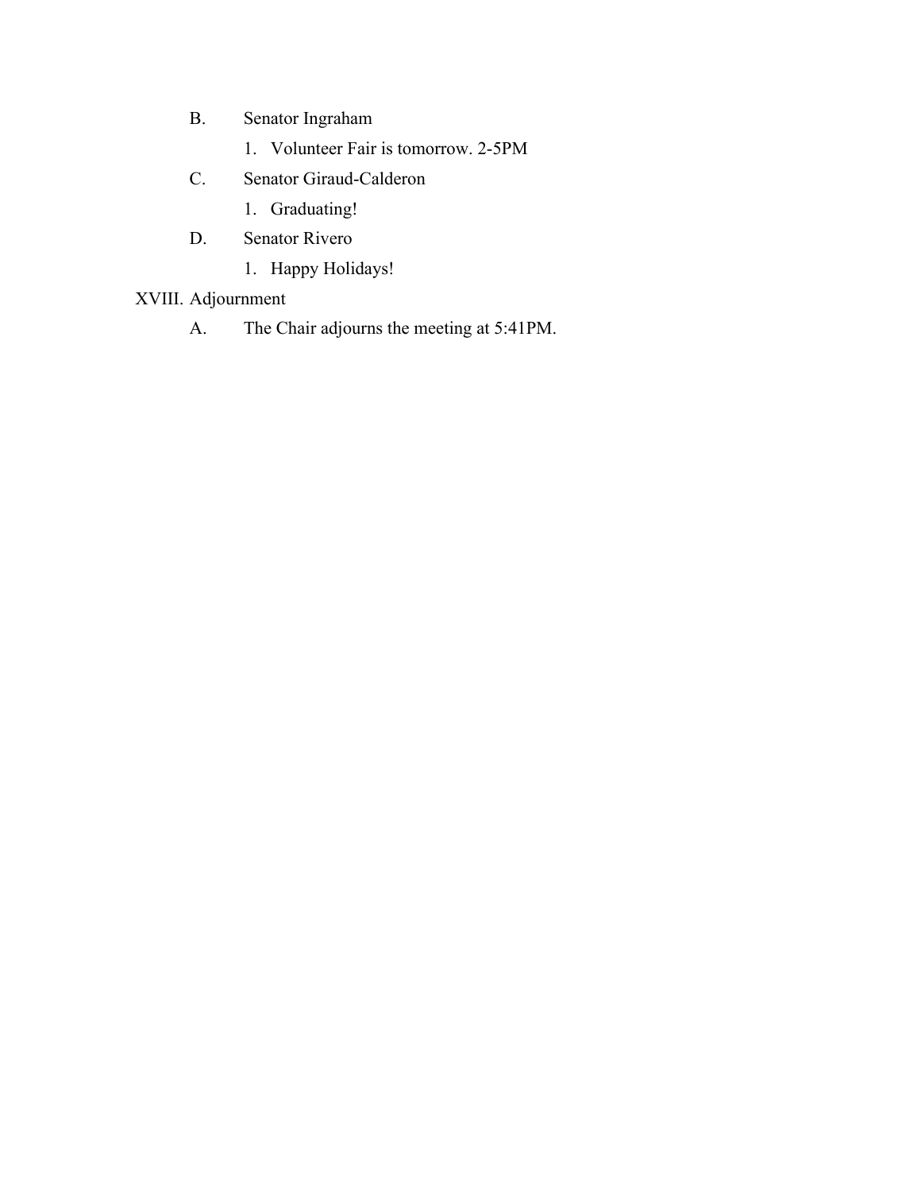B. Senator Ingraham

1. Volunteer Fair is tomorrow. 2-5PM

C. Senator Giraud-Calderon

1. Graduating!

D. Senator Rivero

1. Happy Holidays!

XVIII. Adjournment

A. The Chair adjourns the meeting at 5:41PM.